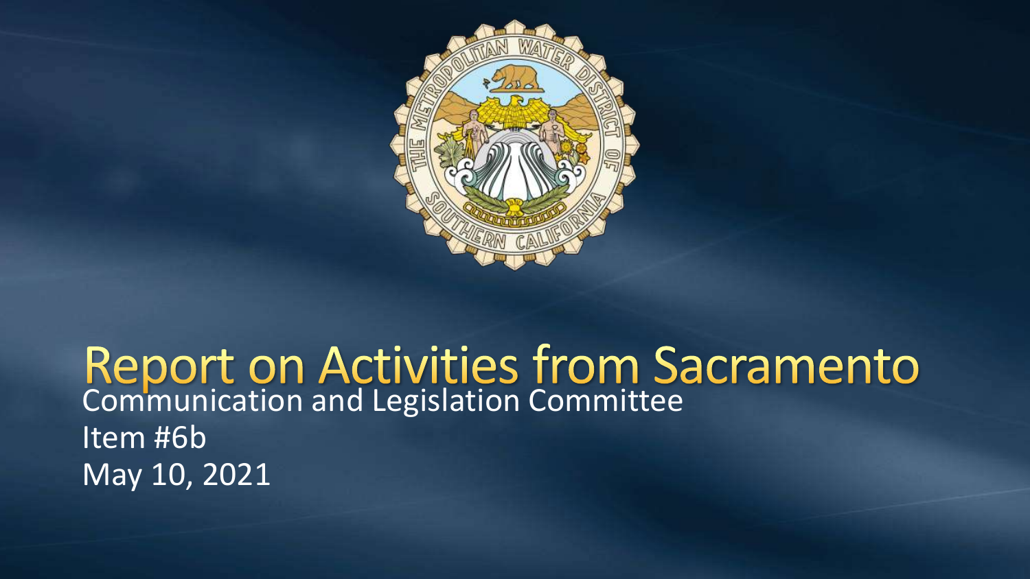# Report on Activities from Sacramento

Communication and Legislation Committee

Item #6b

May 10, 2021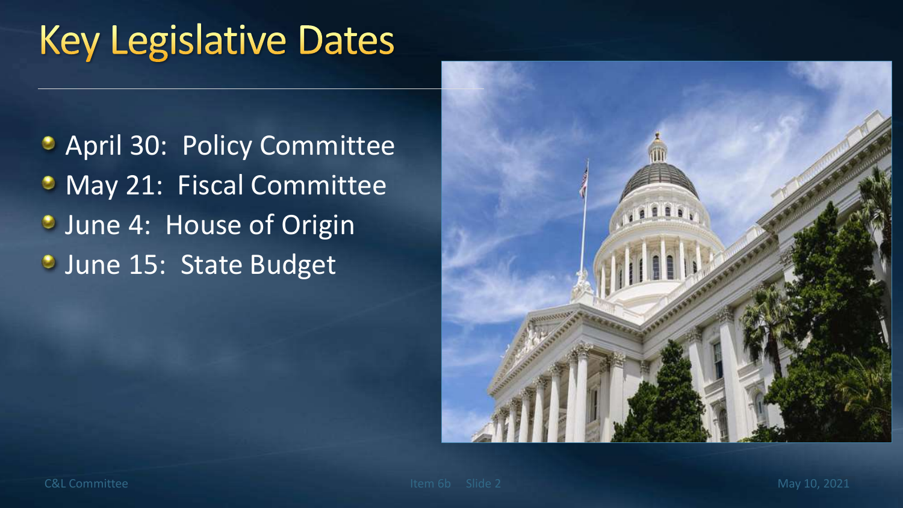# Key Legislative Dates

- April 30: Policy Committee
- May 21: Fiscal Committee
- June 4: House of Origin
- June 15: State Budget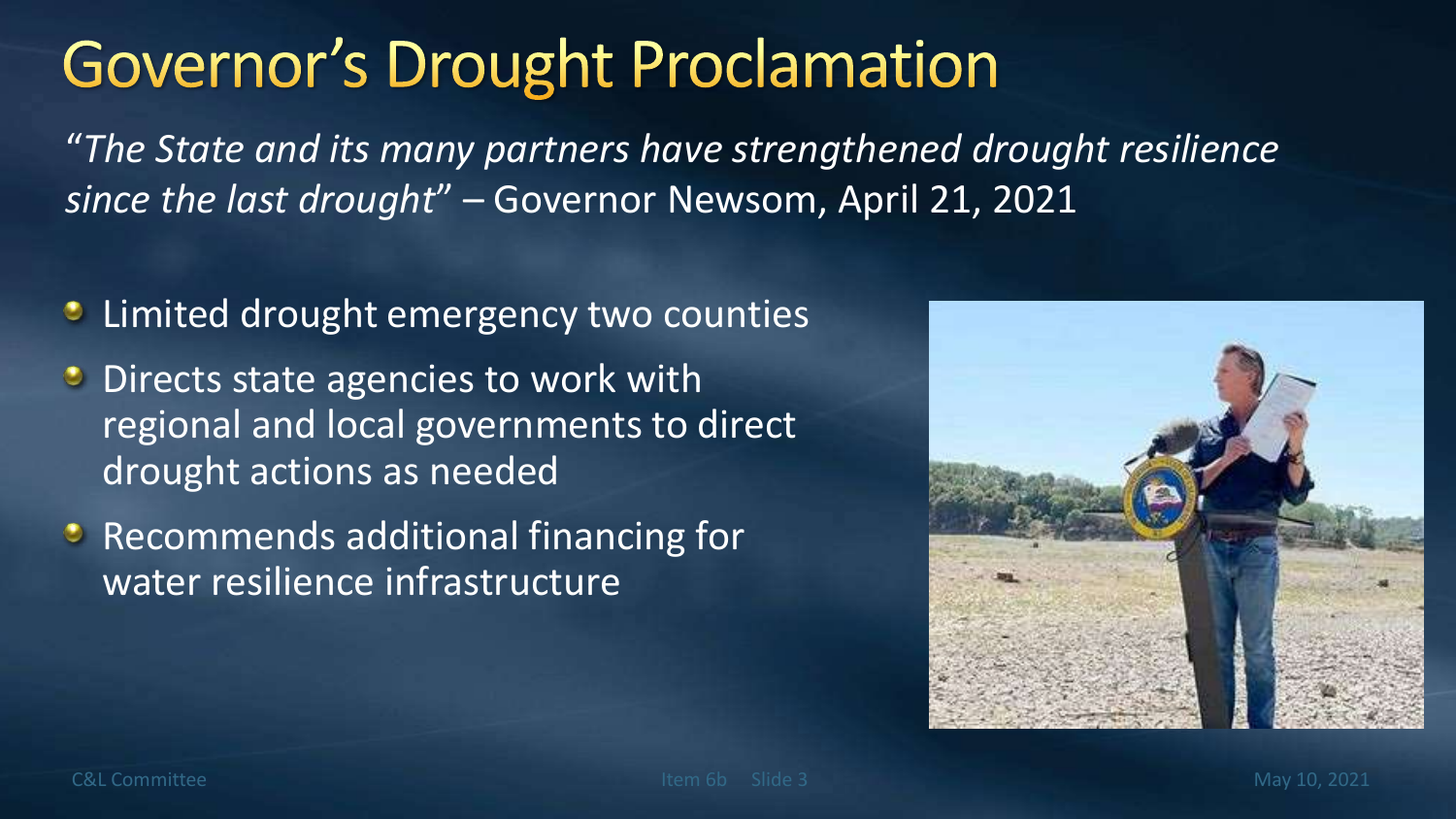# Governor's Drought Proclamation

*"The State and its many partners have strengthened drought resilience since the last drought"* – Governor Newsom, April 21, 2021

- Limited drought emergency two counties
- Directs state agencies to work with regional and local governments to direct drought actions as needed
- Recommends additional financing for water resilience infrastructure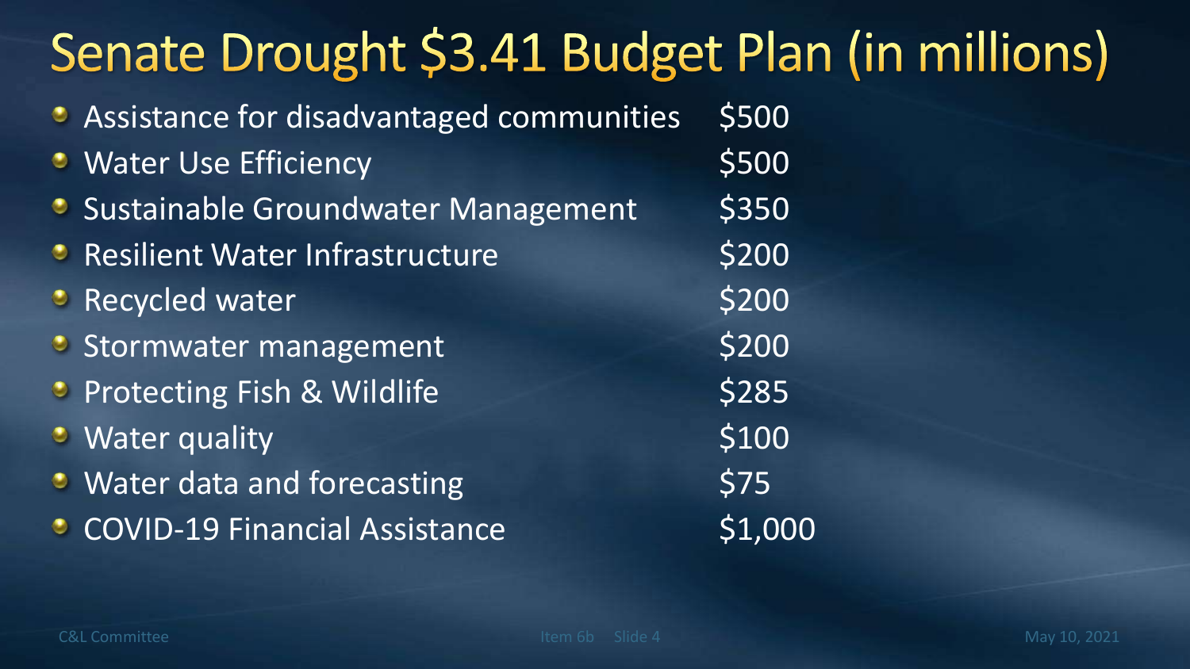# Senate Drought $3.41 Budget Plan (in millions)

| | |
|---|---|
| Assistance for disadvantaged communities | $500 |
| Water Use Efficiency | $500 |
| Sustainable Groundwater Management | $350 |
| Resilient Water Infrastructure | $200 |
| Recycled water | $200 |
| Stormwater management | $200 |
| Protecting Fish & Wildlife | $285 |
| Water quality | $100 |
| Water data and forecasting | $75 |
| COVID-19 Financial Assistance | $1,000 |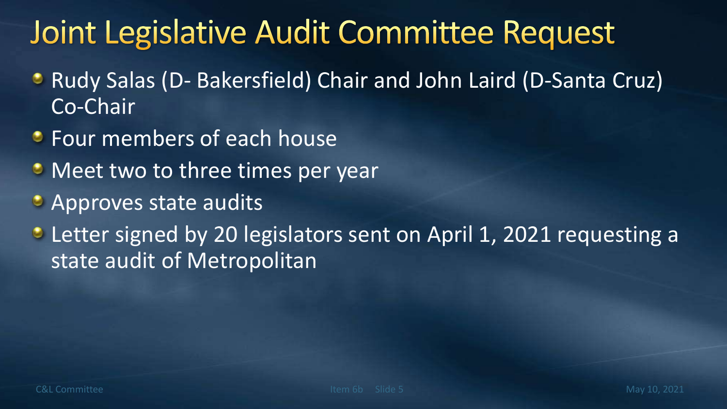# Joint Legislative Audit Committee Request

- Rudy Salas (D- Bakersfield) Chair and John Laird (D-Santa Cruz) Co-Chair
- Four members of each house
- Meet two to three times per year
- Approves state audits
- Letter signed by 20 legislators sent on April 1, 2021 requesting a state audit of Metropolitan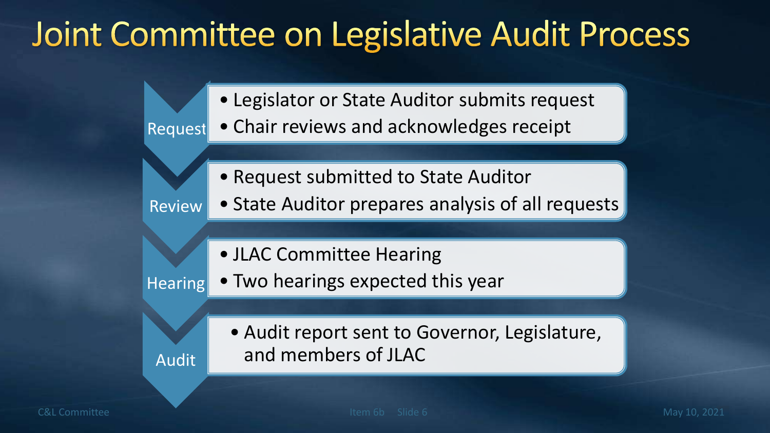# Joint Committee on Legislative Audit Process

**Request**
- Legislator or State Auditor submits request
- Chair reviews and acknowledges receipt

**Review**
- Request submitted to State Auditor
- State Auditor prepares analysis of all requests

**Hearing**
- JLAC Committee Hearing
- Two hearings expected this year

**Audit**
- Audit report sent to Governor, Legislature, and members of JLAC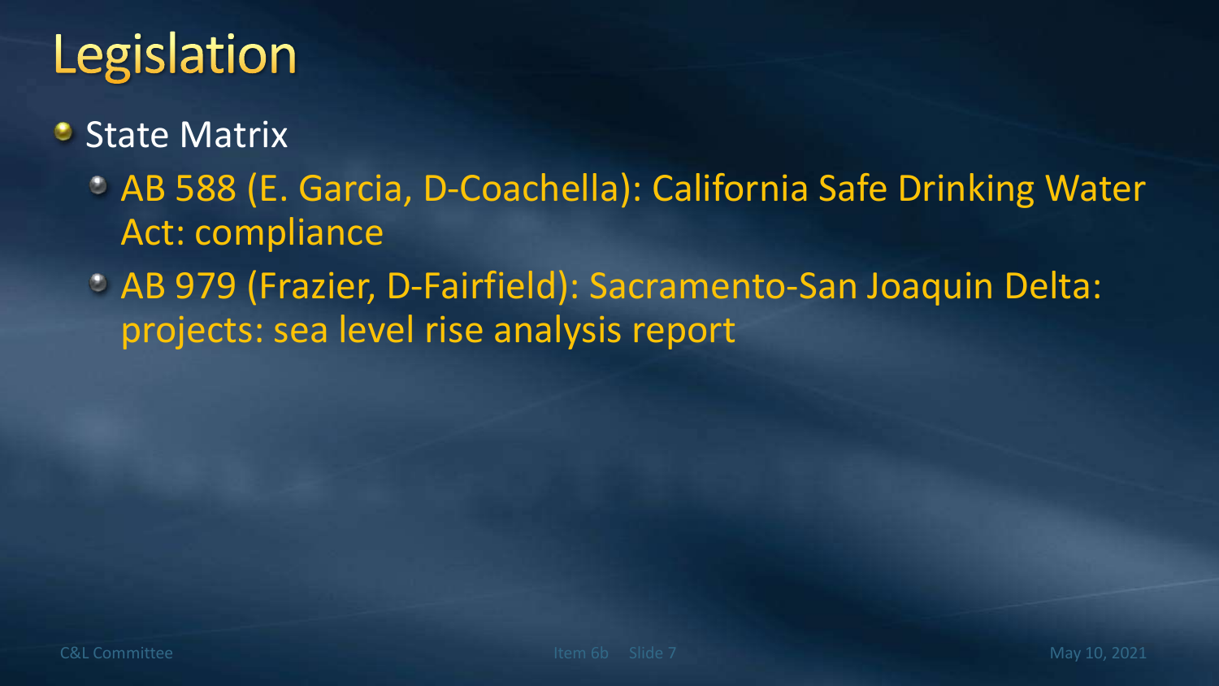# Legislation

- State Matrix
  - AB 588 (E. Garcia, D-Coachella): California Safe Drinking Water Act: compliance
  - AB 979 (Frazier, D-Fairfield): Sacramento-San Joaquin Delta: projects: sea level rise analysis report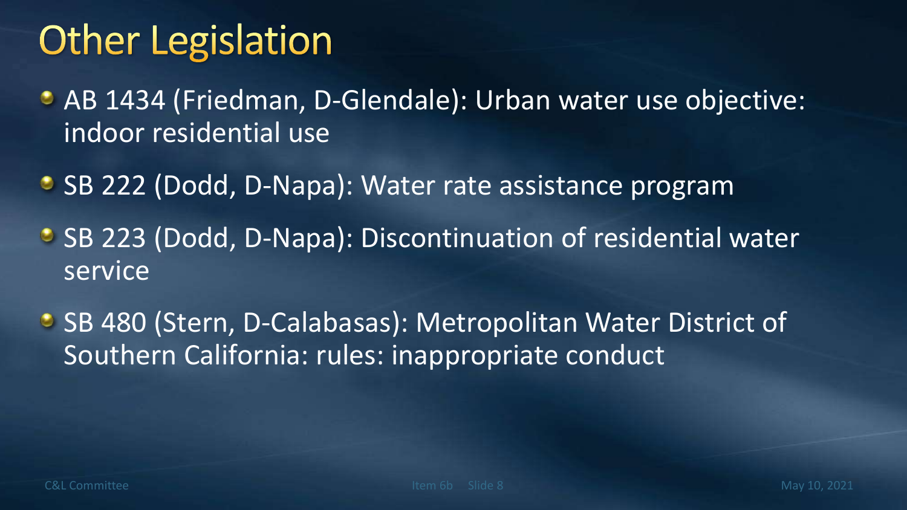# Other Legislation

- AB 1434 (Friedman, D-Glendale): Urban water use objective: indoor residential use
- SB 222 (Dodd, D-Napa): Water rate assistance program
- SB 223 (Dodd, D-Napa): Discontinuation of residential water service
- SB 480 (Stern, D-Calabasas): Metropolitan Water District of Southern California: rules: inappropriate conduct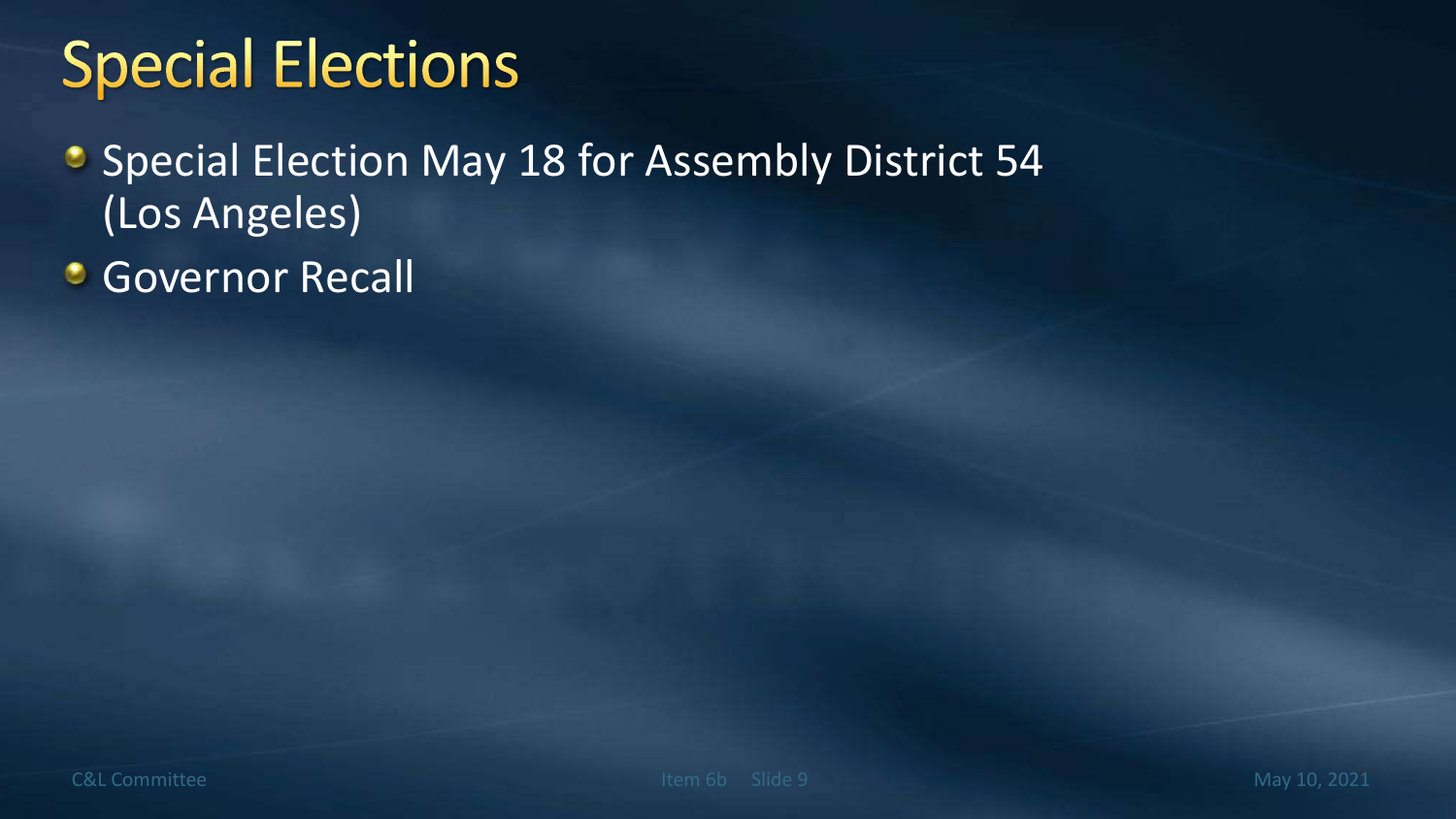# Special Elections

- Special Election May 18 for Assembly District 54 (Los Angeles)
- Governor Recall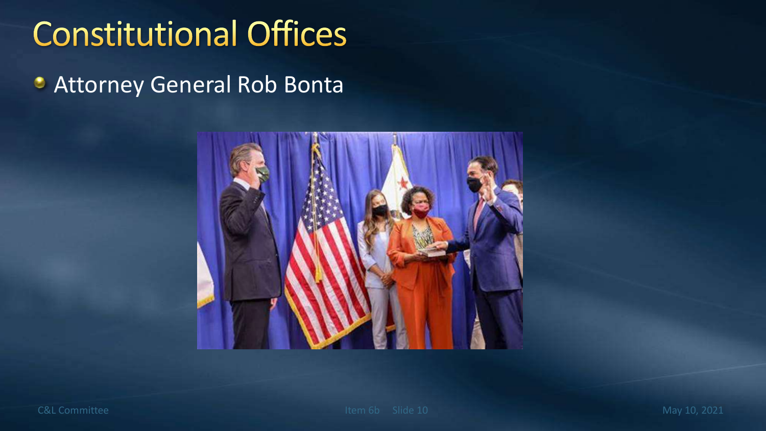# Constitutional Offices

- Attorney General Rob Bonta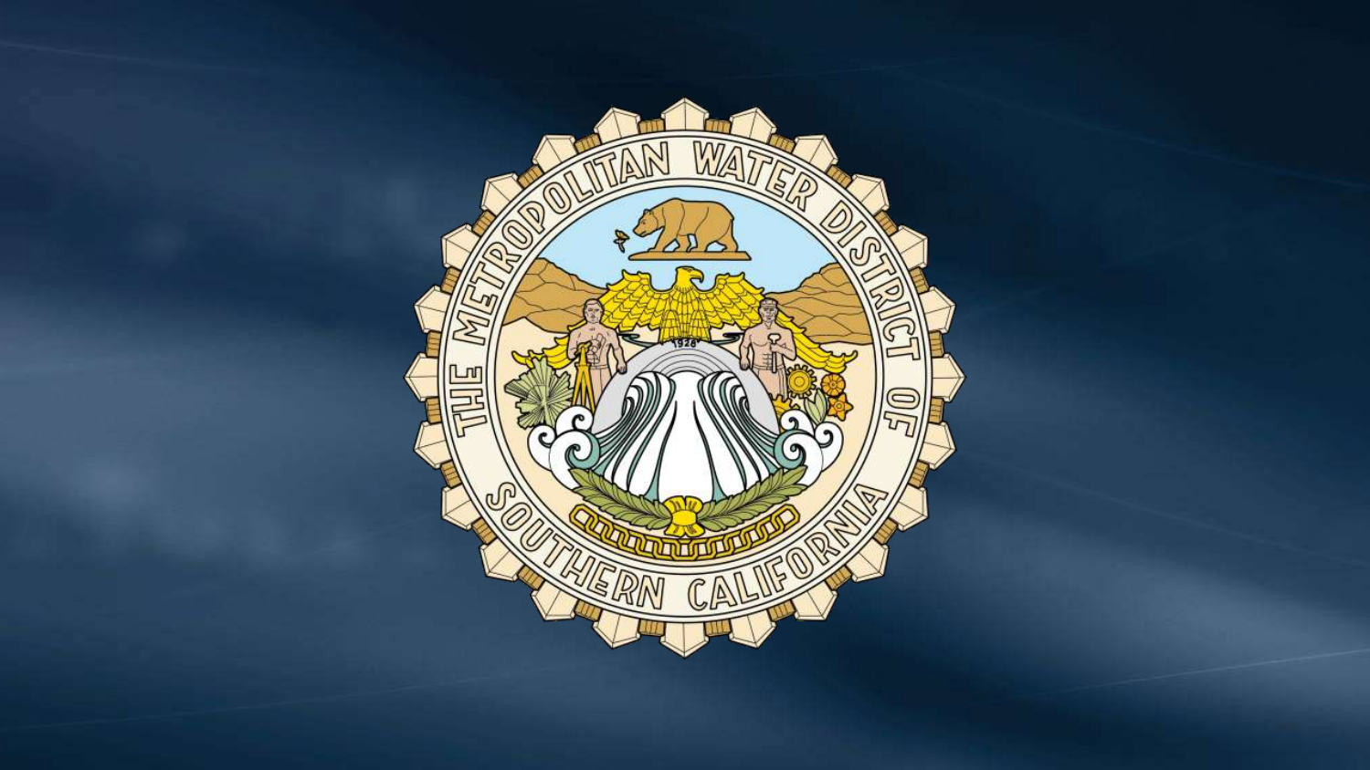THE METROPOLITAN WATER DISTRICT OF SOUTHERN CALIFORNIA

1928